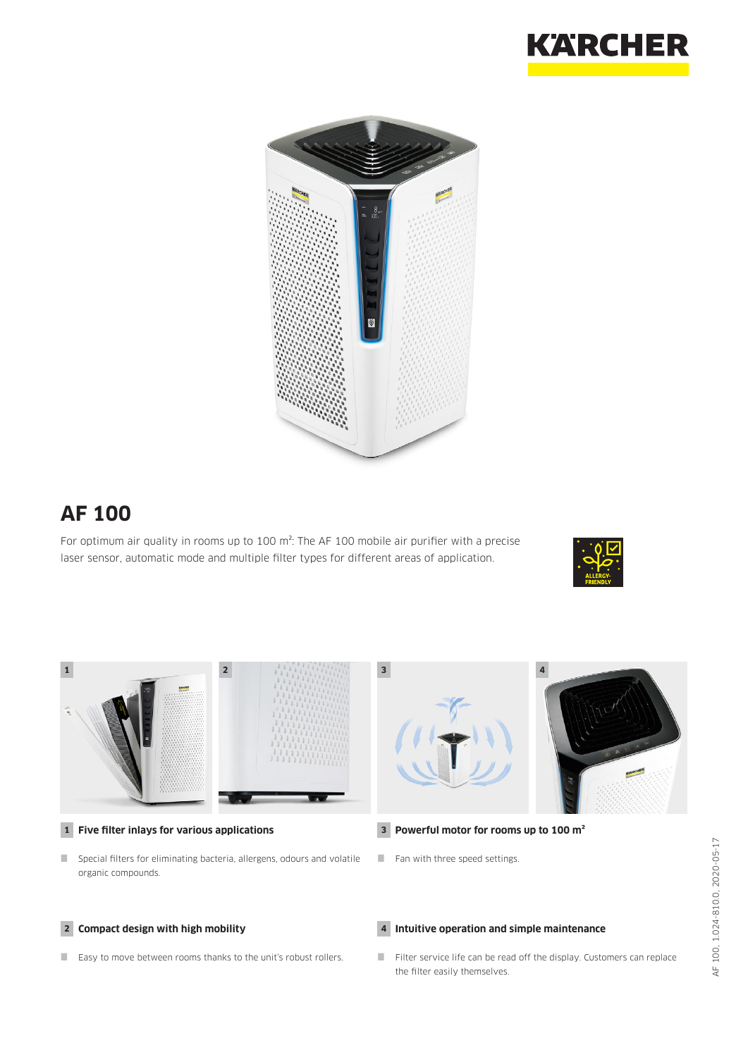# AF 100

For optimum air quality in rooms up to 100 m²: The AF 100 mobile air purifier with a precise laser sensor, automatic mode and multiple filter types for different areas of application.

ALLERGY-FRIENDLY

### 1 Five filter inlays for various applications

- Special filters for eliminating bacteria, allergens, odours and volatile organic compounds.

### 2 Compact design with high mobility

- Easy to move between rooms thanks to the unit's robust rollers.

### 3 Powerful motor for rooms up to 100 m²

- Fan with three speed settings.

### 4 Intuitive operation and simple maintenance

- Filter service life can be read off the display. Customers can replace the filter easily themselves.

AF 100, 1.024-810.0, 2020-05-17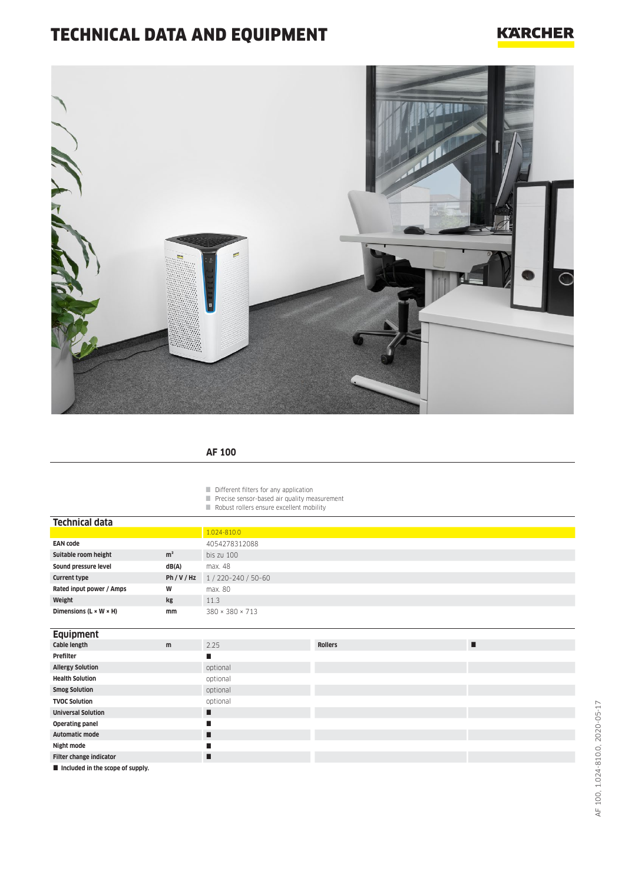# TECHNICAL DATA AND EQUIPMENT

KÄRCHER

## AF 100

- Different filters for any application
- Precise sensor-based air quality measurement
- Robust rollers ensure excellent mobility

## Technical data

| | | |
|---|---|---|
| | | 1.024-810.0 |
| **EAN code** | | 4054278312088 |
| **Suitable room height** | **m²** | bis zu 100 |
| **Sound pressure level** | **dB(A)** | max. 48 |
| **Current type** | **Ph / V / Hz** | 1 / 220–240 / 50–60 |
| **Rated input power / Amps** | **W** | max. 80 |
| **Weight** | **kg** | 11.3 |
| **Dimensions (L × W × H)** | **mm** | 380 × 380 × 713 |

## Equipment

| | | | | |
|---|---|---|---|---|
| **Cable length** | **m** | 2.25 | **Rollers** | ■ |
| **Prefilter** | | ■ | | |
| **Allergy Solution** | | optional | | |
| **Health Solution** | | optional | | |
| **Smog Solution** | | optional | | |
| **TVOC Solution** | | optional | | |
| **Universal Solution** | | ■ | | |
| **Operating panel** | | ■ | | |
| **Automatic mode** | | ■ | | |
| **Night mode** | | ■ | | |
| **Filter change indicator** | | ■ | | |

■ **Included in the scope of supply.**

AF 100, 1.024-810.0, 2020-05-17